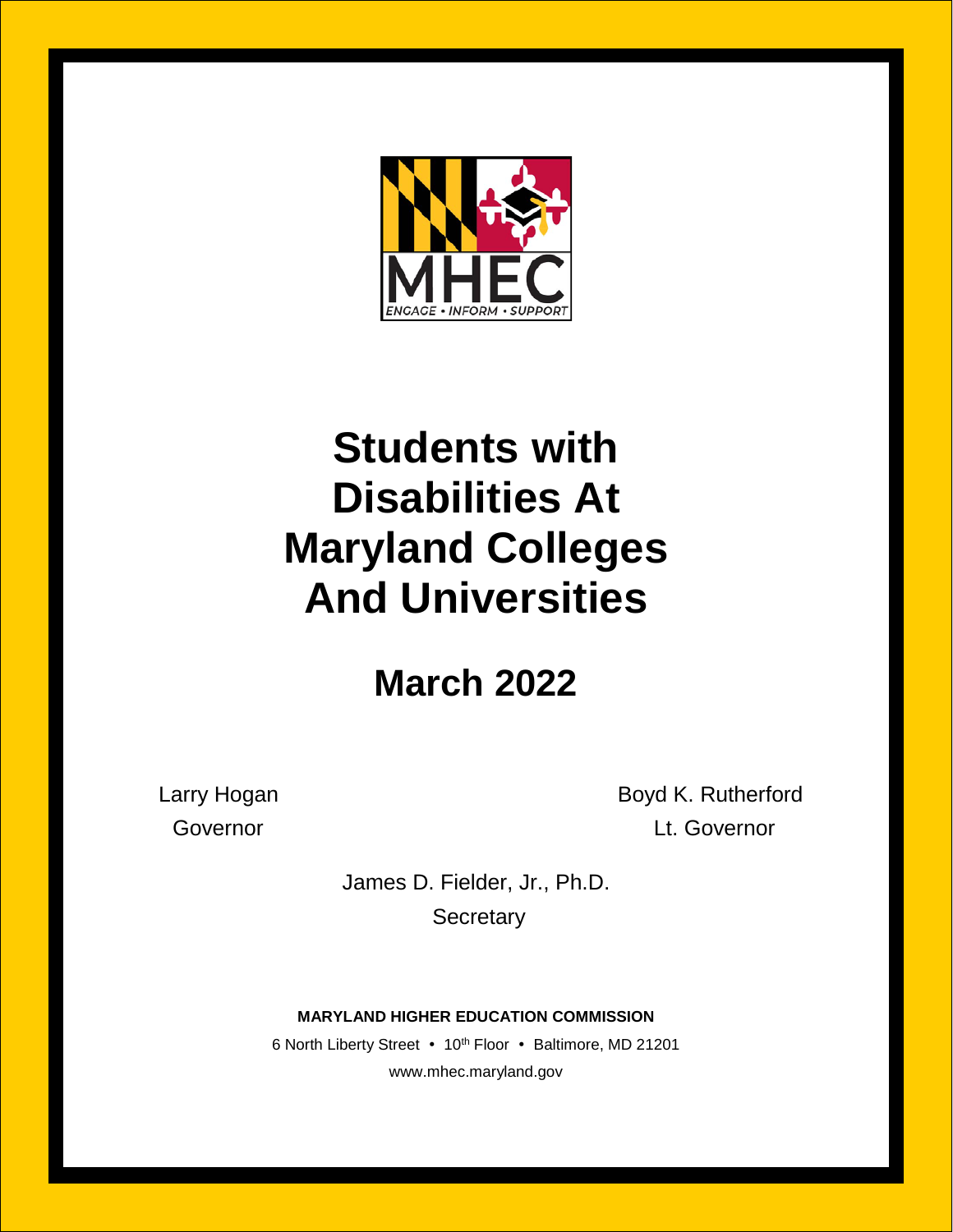MHEC

ENGAGE • INFORM • SUPPORT

# Students with Disabilities At Maryland Colleges And Universities

## March 2022

Larry Hogan
Governor

Boyd K. Rutherford
Lt. Governor

James D. Fielder, Jr., Ph.D.
Secretary

**MARYLAND HIGHER EDUCATION COMMISSION**

6 North Liberty Street • 10th Floor • Baltimore, MD 21201

www.mhec.maryland.gov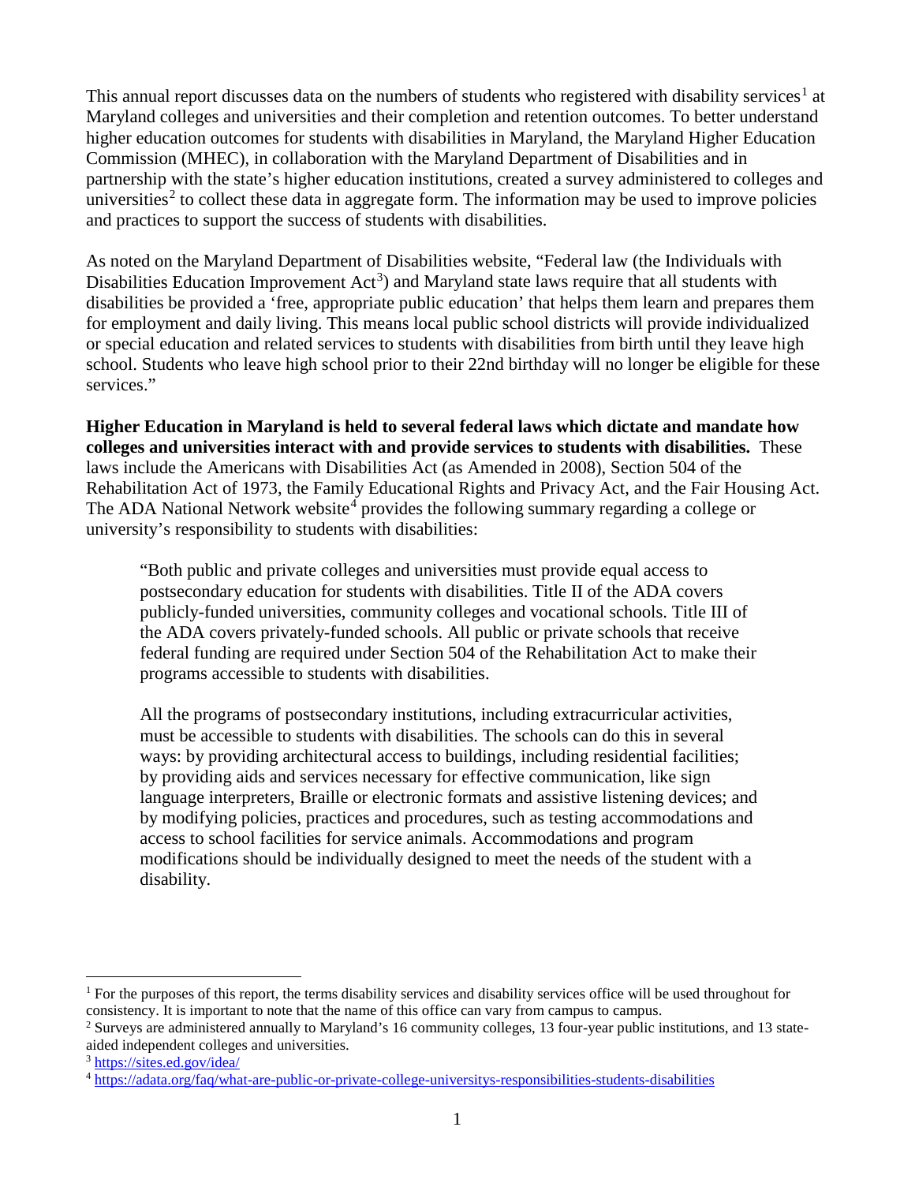This annual report discusses data on the numbers of students who registered with disability services[1] at Maryland colleges and universities and their completion and retention outcomes. To better understand higher education outcomes for students with disabilities in Maryland, the Maryland Higher Education Commission (MHEC), in collaboration with the Maryland Department of Disabilities and in partnership with the state's higher education institutions, created a survey administered to colleges and universities[2] to collect these data in aggregate form. The information may be used to improve policies and practices to support the success of students with disabilities.

As noted on the Maryland Department of Disabilities website, "Federal law (the Individuals with Disabilities Education Improvement Act[3]) and Maryland state laws require that all students with disabilities be provided a 'free, appropriate public education' that helps them learn and prepares them for employment and daily living. This means local public school districts will provide individualized or special education and related services to students with disabilities from birth until they leave high school. Students who leave high school prior to their 22nd birthday will no longer be eligible for these services."

**Higher Education in Maryland is held to several federal laws which dictate and mandate how colleges and universities interact with and provide services to students with disabilities.** These laws include the Americans with Disabilities Act (as Amended in 2008), Section 504 of the Rehabilitation Act of 1973, the Family Educational Rights and Privacy Act, and the Fair Housing Act. The ADA National Network website[4] provides the following summary regarding a college or university's responsibility to students with disabilities:

> "Both public and private colleges and universities must provide equal access to postsecondary education for students with disabilities. Title II of the ADA covers publicly-funded universities, community colleges and vocational schools. Title III of the ADA covers privately-funded schools. All public or private schools that receive federal funding are required under Section 504 of the Rehabilitation Act to make their programs accessible to students with disabilities.
>
> All the programs of postsecondary institutions, including extracurricular activities, must be accessible to students with disabilities. The schools can do this in several ways: by providing architectural access to buildings, including residential facilities; by providing aids and services necessary for effective communication, like sign language interpreters, Braille or electronic formats and assistive listening devices; and by modifying policies, practices and procedures, such as testing accommodations and access to school facilities for service animals. Accommodations and program modifications should be individually designed to meet the needs of the student with a disability.

---

[1] For the purposes of this report, the terms disability services and disability services office will be used throughout for consistency. It is important to note that the name of this office can vary from campus to campus.

[2] Surveys are administered annually to Maryland's 16 community colleges, 13 four-year public institutions, and 13 state-aided independent colleges and universities.

[3] https://sites.ed.gov/idea/

[4] https://adata.org/faq/what-are-public-or-private-college-universitys-responsibilities-students-disabilities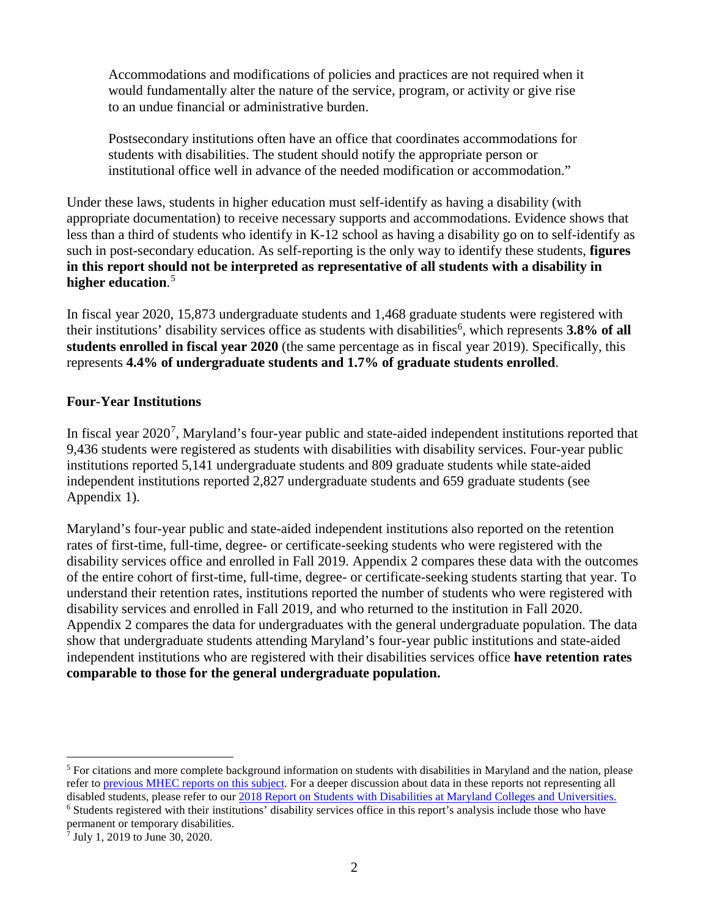> Accommodations and modifications of policies and practices are not required when it would fundamentally alter the nature of the service, program, or activity or give rise to an undue financial or administrative burden.
>
> Postsecondary institutions often have an office that coordinates accommodations for students with disabilities. The student should notify the appropriate person or institutional office well in advance of the needed modification or accommodation."

Under these laws, students in higher education must self-identify as having a disability (with appropriate documentation) to receive necessary supports and accommodations. Evidence shows that less than a third of students who identify in K-12 school as having a disability go on to self-identify as such in post-secondary education. As self-reporting is the only way to identify these students, **figures in this report should not be interpreted as representative of all students with a disability in higher education**.[5]

In fiscal year 2020, 15,873 undergraduate students and 1,468 graduate students were registered with their institutions' disability services office as students with disabilities[6], which represents **3.8% of all students enrolled in fiscal year 2020** (the same percentage as in fiscal year 2019). Specifically, this represents **4.4% of undergraduate students and 1.7% of graduate students enrolled**.

### Four-Year Institutions

In fiscal year 2020[7], Maryland's four-year public and state-aided independent institutions reported that 9,436 students were registered as students with disabilities with disability services. Four-year public institutions reported 5,141 undergraduate students and 809 graduate students while state-aided independent institutions reported 2,827 undergraduate students and 659 graduate students (see Appendix 1).

Maryland's four-year public and state-aided independent institutions also reported on the retention rates of first-time, full-time, degree- or certificate-seeking students who were registered with the disability services office and enrolled in Fall 2019. Appendix 2 compares these data with the outcomes of the entire cohort of first-time, full-time, degree- or certificate-seeking students starting that year. To understand their retention rates, institutions reported the number of students who were registered with disability services and enrolled in Fall 2019, and who returned to the institution in Fall 2020. Appendix 2 compares the data for undergraduates with the general undergraduate population. The data show that undergraduate students attending Maryland's four-year public institutions and state-aided independent institutions who are registered with their disabilities services office **have retention rates comparable to those for the general undergraduate population.**

---

[5] For citations and more complete background information on students with disabilities in Maryland and the nation, please refer to previous MHEC reports on this subject. For a deeper discussion about data in these reports not representing all disabled students, please refer to our 2018 Report on Students with Disabilities at Maryland Colleges and Universities.

[6] Students registered with their institutions' disability services office in this report's analysis include those who have permanent or temporary disabilities.

[7] July 1, 2019 to June 30, 2020.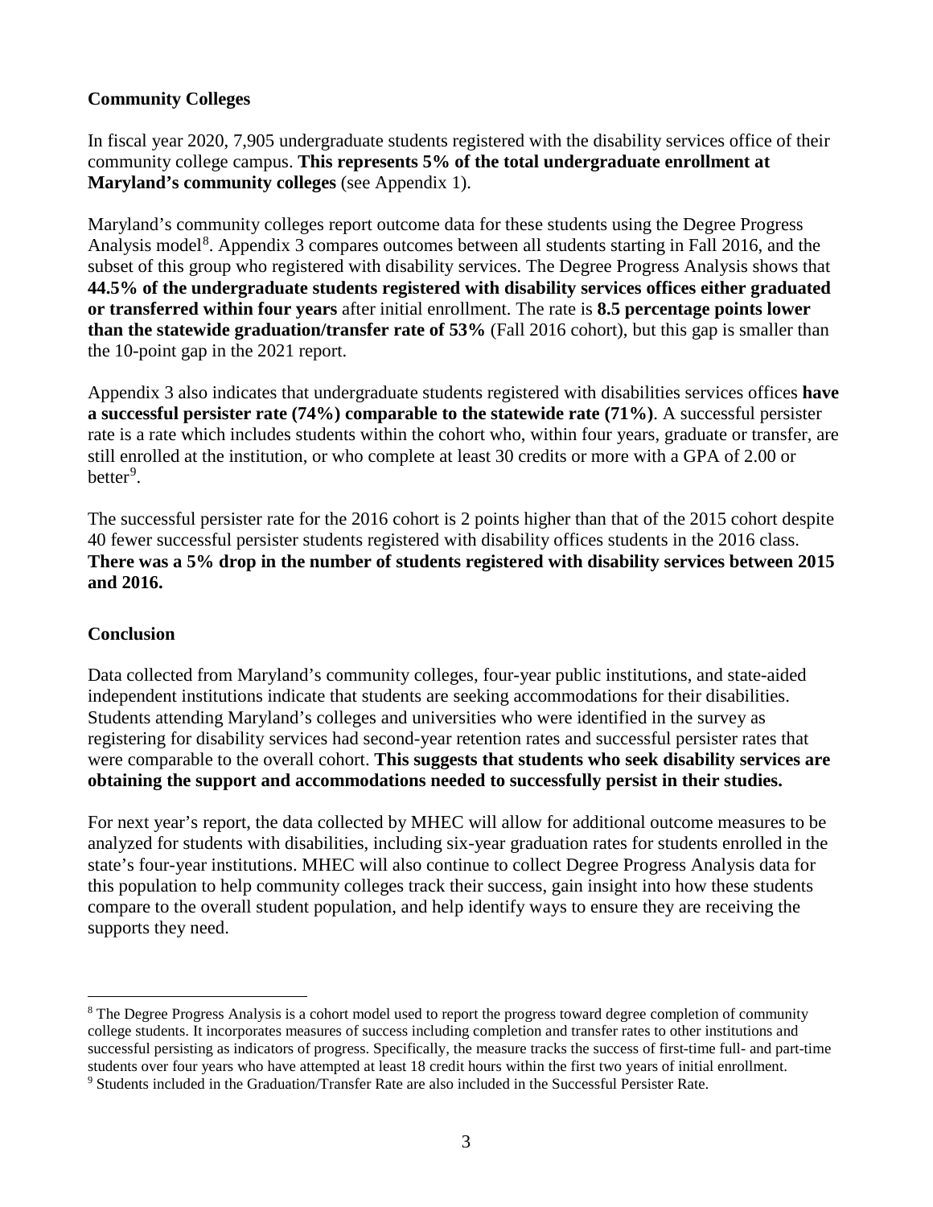**Community Colleges**

In fiscal year 2020, 7,905 undergraduate students registered with the disability services office of their community college campus. **This represents 5% of the total undergraduate enrollment at Maryland's community colleges** (see Appendix 1).

Maryland's community colleges report outcome data for these students using the Degree Progress Analysis model[8]. Appendix 3 compares outcomes between all students starting in Fall 2016, and the subset of this group who registered with disability services. The Degree Progress Analysis shows that **44.5% of the undergraduate students registered with disability services offices either graduated or transferred within four years** after initial enrollment. The rate is **8.5 percentage points lower than the statewide graduation/transfer rate of 53%** (Fall 2016 cohort), but this gap is smaller than the 10-point gap in the 2021 report.

Appendix 3 also indicates that undergraduate students registered with disabilities services offices **have a successful persister rate (74%) comparable to the statewide rate (71%)**. A successful persister rate is a rate which includes students within the cohort who, within four years, graduate or transfer, are still enrolled at the institution, or who complete at least 30 credits or more with a GPA of 2.00 or better[9].

The successful persister rate for the 2016 cohort is 2 points higher than that of the 2015 cohort despite 40 fewer successful persister students registered with disability offices students in the 2016 class. **There was a 5% drop in the number of students registered with disability services between 2015 and 2016.**

**Conclusion**

Data collected from Maryland's community colleges, four-year public institutions, and state-aided independent institutions indicate that students are seeking accommodations for their disabilities. Students attending Maryland's colleges and universities who were identified in the survey as registering for disability services had second-year retention rates and successful persister rates that were comparable to the overall cohort. **This suggests that students who seek disability services are obtaining the support and accommodations needed to successfully persist in their studies.**

For next year's report, the data collected by MHEC will allow for additional outcome measures to be analyzed for students with disabilities, including six-year graduation rates for students enrolled in the state's four-year institutions. MHEC will also continue to collect Degree Progress Analysis data for this population to help community colleges track their success, gain insight into how these students compare to the overall student population, and help identify ways to ensure they are receiving the supports they need.

---

[8] The Degree Progress Analysis is a cohort model used to report the progress toward degree completion of community college students. It incorporates measures of success including completion and transfer rates to other institutions and successful persisting as indicators of progress. Specifically, the measure tracks the success of first-time full- and part-time students over four years who have attempted at least 18 credit hours within the first two years of initial enrollment.

[9] Students included in the Graduation/Transfer Rate are also included in the Successful Persister Rate.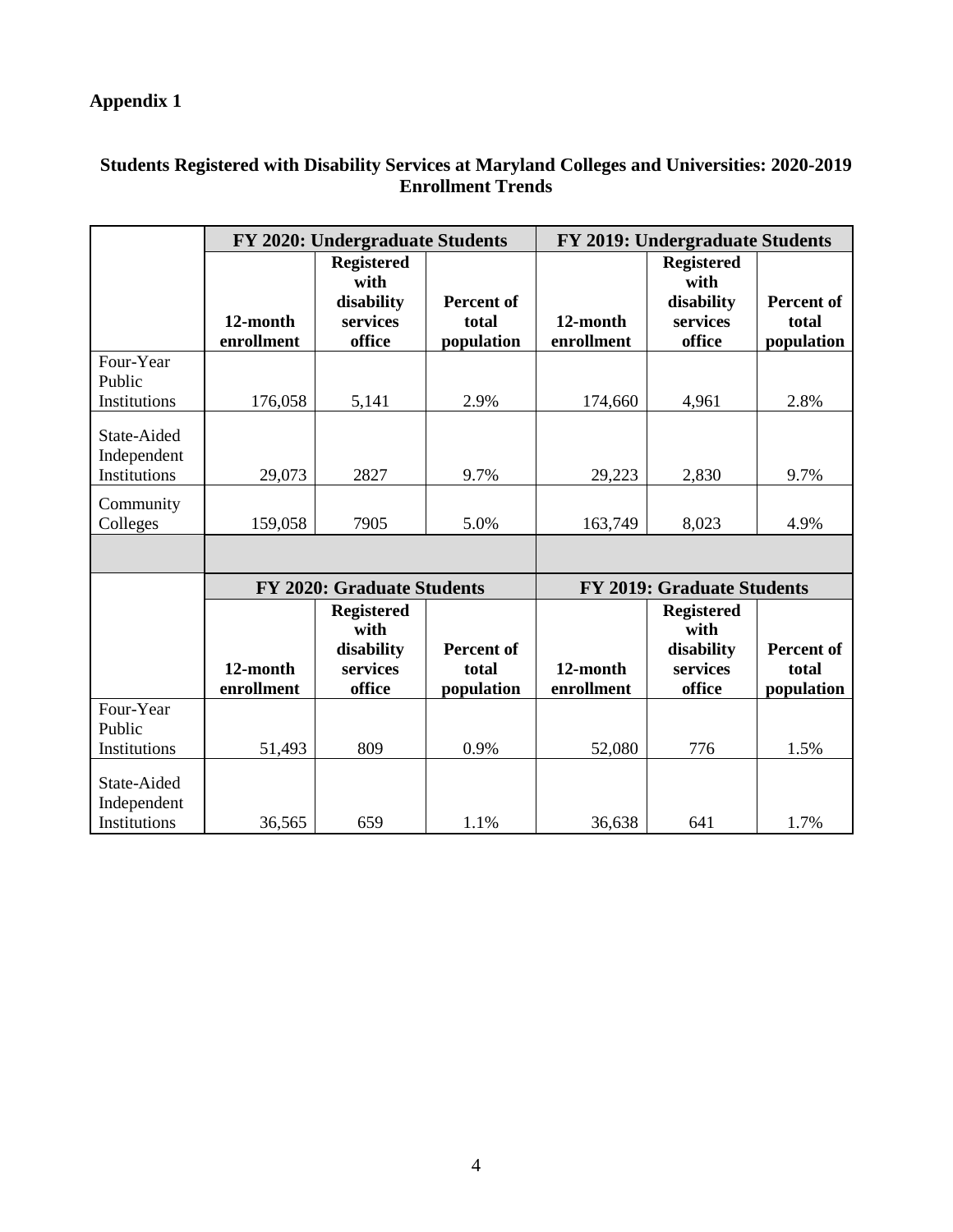**Appendix 1**

**Students Registered with Disability Services at Maryland Colleges and Universities: 2020-2019 Enrollment Trends**

| | **FY 2020: Undergraduate Students** | | | **FY 2019: Undergraduate Students** | | |
|---|---|---|---|---|---|---|
| | **12-month enrollment** | **Registered with disability services office** | **Percent of total population** | **12-month enrollment** | **Registered with disability services office** | **Percent of total population** |
| Four-Year Public Institutions | 176,058 | 5,141 | 2.9% | 174,660 | 4,961 | 2.8% |
| State-Aided Independent Institutions | 29,073 | 2827 | 9.7% | 29,223 | 2,830 | 9.7% |
| Community Colleges | 159,058 | 7905 | 5.0% | 163,749 | 8,023 | 4.9% |
| | | | | | | |
| | **FY 2020: Graduate Students** | | | **FY 2019: Graduate Students** | | |
| | **12-month enrollment** | **Registered with disability services office** | **Percent of total population** | **12-month enrollment** | **Registered with disability services office** | **Percent of total population** |
| Four-Year Public Institutions | 51,493 | 809 | 0.9% | 52,080 | 776 | 1.5% |
| State-Aided Independent Institutions | 36,565 | 659 | 1.1% | 36,638 | 641 | 1.7% |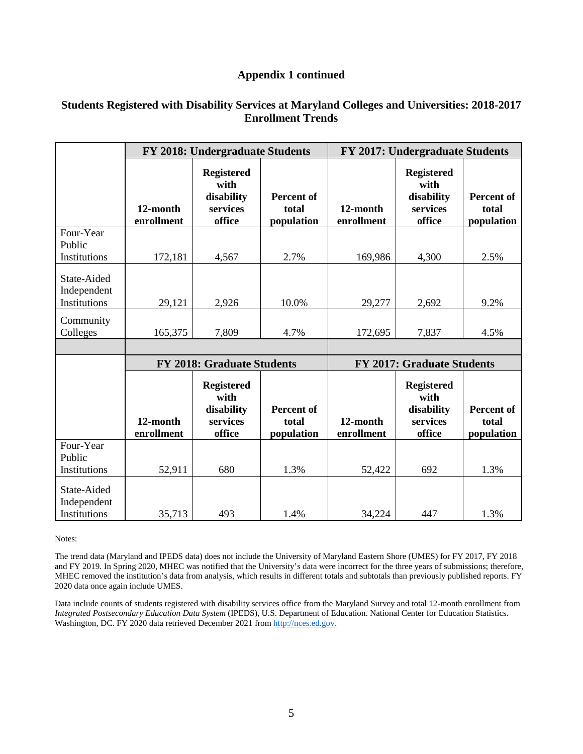## Appendix 1 continued

### Students Registered with Disability Services at Maryland Colleges and Universities: 2018-2017 Enrollment Trends

| | FY 2018: Undergraduate Students | | | FY 2017: Undergraduate Students | | |
|---|---|---|---|---|---|---|
| | **12-month enrollment** | **Registered with disability services office** | **Percent of total population** | **12-month enrollment** | **Registered with disability services office** | **Percent of total population** |
| Four-Year Public Institutions | 172,181 | 4,567 | 2.7% | 169,986 | 4,300 | 2.5% |
| State-Aided Independent Institutions | 29,121 | 2,926 | 10.0% | 29,277 | 2,692 | 9.2% |
| Community Colleges | 165,375 | 7,809 | 4.7% | 172,695 | 7,837 | 4.5% |
| | | | | | | |
| | **FY 2018: Graduate Students** | | | **FY 2017: Graduate Students** | | |
| | **12-month enrollment** | **Registered with disability services office** | **Percent of total population** | **12-month enrollment** | **Registered with disability services office** | **Percent of total population** |
| Four-Year Public Institutions | 52,911 | 680 | 1.3% | 52,422 | 692 | 1.3% |
| State-Aided Independent Institutions | 35,713 | 493 | 1.4% | 34,224 | 447 | 1.3% |

Notes:

The trend data (Maryland and IPEDS data) does not include the University of Maryland Eastern Shore (UMES) for FY 2017, FY 2018 and FY 2019. In Spring 2020, MHEC was notified that the University's data were incorrect for the three years of submissions; therefore, MHEC removed the institution's data from analysis, which results in different totals and subtotals than previously published reports. FY 2020 data once again include UMES.

Data include counts of students registered with disability services office from the Maryland Survey and total 12-month enrollment from *Integrated Postsecondary Education Data System* (IPEDS), U.S. Department of Education. National Center for Education Statistics. Washington, DC. FY 2020 data retrieved December 2021 from http://nces.ed.gov.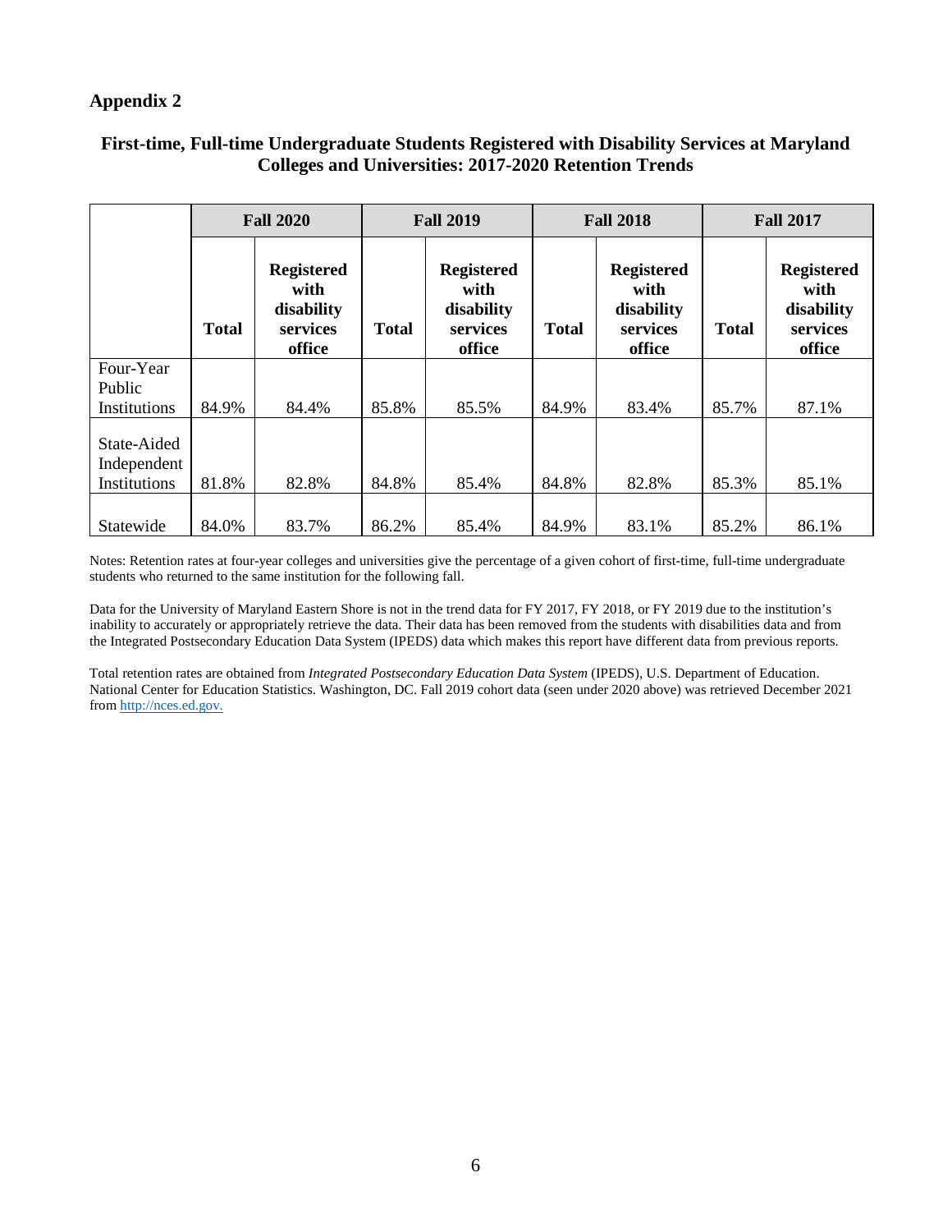## Appendix 2

### First-time, Full-time Undergraduate Students Registered with Disability Services at Maryland Colleges and Universities: 2017-2020 Retention Trends

| | Fall 2020 | | Fall 2019 | | Fall 2018 | | Fall 2017 | |
|---|---|---|---|---|---|---|---|---|
| | **Total** | **Registered with disability services office** | **Total** | **Registered with disability services office** | **Total** | **Registered with disability services office** | **Total** | **Registered with disability services office** |
| Four-Year Public Institutions | 84.9% | 84.4% | 85.8% | 85.5% | 84.9% | 83.4% | 85.7% | 87.1% |
| State-Aided Independent Institutions | 81.8% | 82.8% | 84.8% | 85.4% | 84.8% | 82.8% | 85.3% | 85.1% |
| Statewide | 84.0% | 83.7% | 86.2% | 85.4% | 84.9% | 83.1% | 85.2% | 86.1% |

Notes: Retention rates at four-year colleges and universities give the percentage of a given cohort of first-time, full-time undergraduate students who returned to the same institution for the following fall.

Data for the University of Maryland Eastern Shore is not in the trend data for FY 2017, FY 2018, or FY 2019 due to the institution's inability to accurately or appropriately retrieve the data. Their data has been removed from the students with disabilities data and from the Integrated Postsecondary Education Data System (IPEDS) data which makes this report have different data from previous reports.

Total retention rates are obtained from *Integrated Postsecondary Education Data System* (IPEDS), U.S. Department of Education. National Center for Education Statistics. Washington, DC. Fall 2019 cohort data (seen under 2020 above) was retrieved December 2021 from http://nces.ed.gov.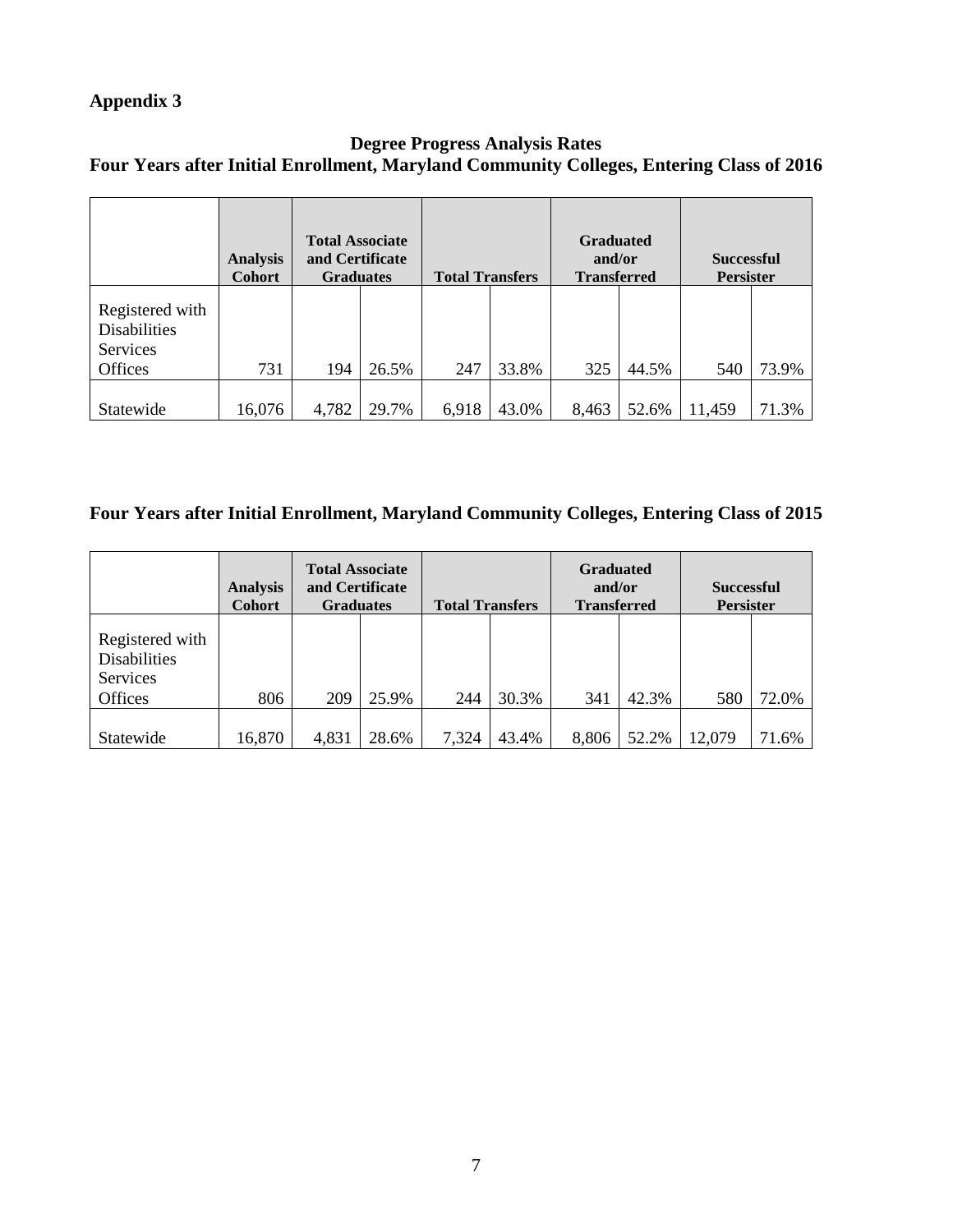**Appendix 3**

## Degree Progress Analysis Rates
## Four Years after Initial Enrollment, Maryland Community Colleges, Entering Class of 2016

| | Analysis Cohort | Total Associate and Certificate Graduates | | Total Transfers | | Graduated and/or Transferred | | Successful Persister | |
|---|---|---|---|---|---|---|---|---|---|
| Registered with Disabilities Services Offices | 731 | 194 | 26.5% | 247 | 33.8% | 325 | 44.5% | 540 | 73.9% |
| Statewide | 16,076 | 4,782 | 29.7% | 6,918 | 43.0% | 8,463 | 52.6% | 11,459 | 71.3% |

## Four Years after Initial Enrollment, Maryland Community Colleges, Entering Class of 2015

| | Analysis Cohort | Total Associate and Certificate Graduates | | Total Transfers | | Graduated and/or Transferred | | Successful Persister | |
|---|---|---|---|---|---|---|---|---|---|
| Registered with Disabilities Services Offices | 806 | 209 | 25.9% | 244 | 30.3% | 341 | 42.3% | 580 | 72.0% |
| Statewide | 16,870 | 4,831 | 28.6% | 7,324 | 43.4% | 8,806 | 52.2% | 12,079 | 71.6% |